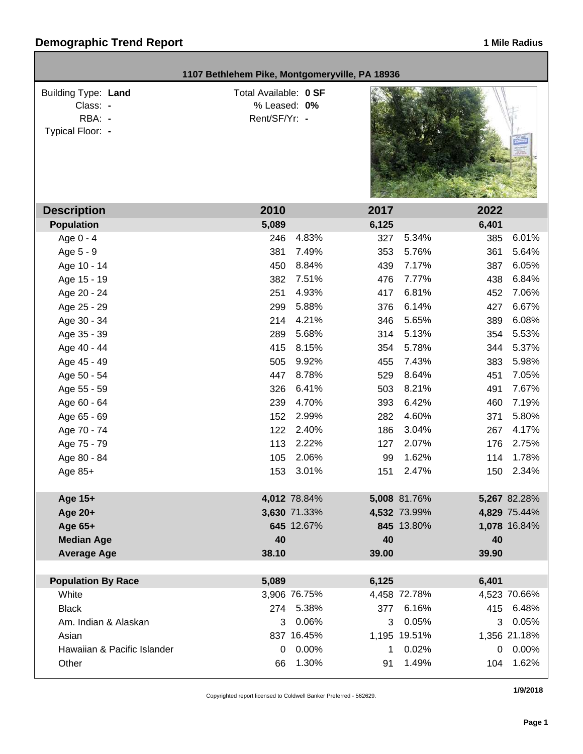# Demographic Trend Report

**1 Mile Radius**

**1107 Bethlehem Pike, Montgomeryville, PA 18936**

Building Type: **Land**
Class: **-**
RBA: **-**
Typical Floor: **-**

Total Available: **0 SF**
% Leased: **0%**
Rent/SF/Yr: **-**

| Description | 2010 | | 2017 | | 2022 | |
|---|---|---|---|---|---|---|
| **Population** | **5,089** | | **6,125** | | **6,401** | |
| Age 0 - 4 | 246 | 4.83% | 327 | 5.34% | 385 | 6.01% |
| Age 5 - 9 | 381 | 7.49% | 353 | 5.76% | 361 | 5.64% |
| Age 10 - 14 | 450 | 8.84% | 439 | 7.17% | 387 | 6.05% |
| Age 15 - 19 | 382 | 7.51% | 476 | 7.77% | 438 | 6.84% |
| Age 20 - 24 | 251 | 4.93% | 417 | 6.81% | 452 | 7.06% |
| Age 25 - 29 | 299 | 5.88% | 376 | 6.14% | 427 | 6.67% |
| Age 30 - 34 | 214 | 4.21% | 346 | 5.65% | 389 | 6.08% |
| Age 35 - 39 | 289 | 5.68% | 314 | 5.13% | 354 | 5.53% |
| Age 40 - 44 | 415 | 8.15% | 354 | 5.78% | 344 | 5.37% |
| Age 45 - 49 | 505 | 9.92% | 455 | 7.43% | 383 | 5.98% |
| Age 50 - 54 | 447 | 8.78% | 529 | 8.64% | 451 | 7.05% |
| Age 55 - 59 | 326 | 6.41% | 503 | 8.21% | 491 | 7.67% |
| Age 60 - 64 | 239 | 4.70% | 393 | 6.42% | 460 | 7.19% |
| Age 65 - 69 | 152 | 2.99% | 282 | 4.60% | 371 | 5.80% |
| Age 70 - 74 | 122 | 2.40% | 186 | 3.04% | 267 | 4.17% |
| Age 75 - 79 | 113 | 2.22% | 127 | 2.07% | 176 | 2.75% |
| Age 80 - 84 | 105 | 2.06% | 99 | 1.62% | 114 | 1.78% |
| Age 85+ | 153 | 3.01% | 151 | 2.47% | 150 | 2.34% |
| **Age 15+** | **4,012** | 78.84% | **5,008** | 81.76% | **5,267** | 82.28% |
| **Age 20+** | **3,630** | 71.33% | **4,532** | 73.99% | **4,829** | 75.44% |
| **Age 65+** | **645** | 12.67% | **845** | 13.80% | **1,078** | 16.84% |
| **Median Age** | **40** | | **40** | | **40** | |
| **Average Age** | **38.10** | | **39.00** | | **39.90** | |
| **Population By Race** | **5,089** | | **6,125** | | **6,401** | |
| White | 3,906 | 76.75% | 4,458 | 72.78% | 4,523 | 70.66% |
| Black | 274 | 5.38% | 377 | 6.16% | 415 | 6.48% |
| Am. Indian & Alaskan | 3 | 0.06% | 3 | 0.05% | 3 | 0.05% |
| Asian | 837 | 16.45% | 1,195 | 19.51% | 1,356 | 21.18% |
| Hawaiian & Pacific Islander | 0 | 0.00% | 1 | 0.02% | 0 | 0.00% |
| Other | 66 | 1.30% | 91 | 1.49% | 104 | 1.62% |

Copyrighted report licensed to Coldwell Banker Preferred - 562629.

**1/9/2018**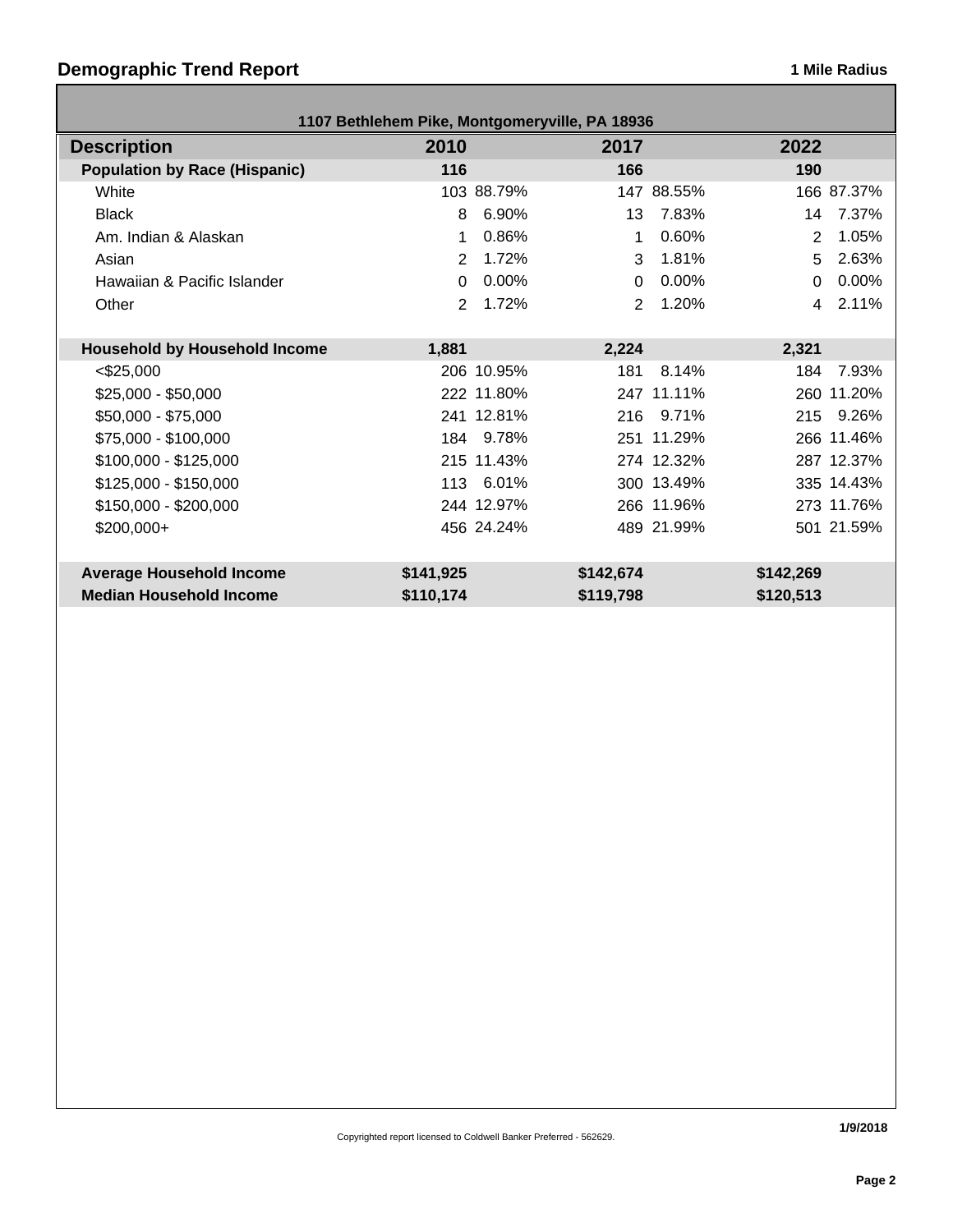## Demographic Trend Report

**1 Mile Radius**

**1107 Bethlehem Pike, Montgomeryville, PA 18936**

| Description | 2010 | | 2017 | | 2022 | |
|---|---|---|---|---|---|---|
| **Population by Race (Hispanic)** | **116** | | **166** | | **190** | |
| White | 103 | 88.79% | 147 | 88.55% | 166 | 87.37% |
| Black | 8 | 6.90% | 13 | 7.83% | 14 | 7.37% |
| Am. Indian & Alaskan | 1 | 0.86% | 1 | 0.60% | 2 | 1.05% |
| Asian | 2 | 1.72% | 3 | 1.81% | 5 | 2.63% |
| Hawaiian & Pacific Islander | 0 | 0.00% | 0 | 0.00% | 0 | 0.00% |
| Other | 2 | 1.72% | 2 | 1.20% | 4 | 2.11% |
| | | | | | | |
| **Household by Household Income** | **1,881** | | **2,224** | | **2,321** | |
| <$25,000 | 206 | 10.95% | 181 | 8.14% | 184 | 7.93% |
| $25,000 - $50,000 | 222 | 11.80% | 247 | 11.11% | 260 | 11.20% |
| $50,000 - $75,000 | 241 | 12.81% | 216 | 9.71% | 215 | 9.26% |
| $75,000 - $100,000 | 184 | 9.78% | 251 | 11.29% | 266 | 11.46% |
| $100,000 - $125,000 | 215 | 11.43% | 274 | 12.32% | 287 | 12.37% |
| $125,000 - $150,000 | 113 | 6.01% | 300 | 13.49% | 335 | 14.43% |
| $150,000 - $200,000 | 244 | 12.97% | 266 | 11.96% | 273 | 11.76% |
| $200,000+ | 456 | 24.24% | 489 | 21.99% | 501 | 21.59% |
| | | | | | | |
| **Average Household Income** | **$141,925** | | **$142,674** | | **$142,269** | |
| **Median Household Income** | **$110,174** | | **$119,798** | | **$120,513** | |

1/9/2018

Copyrighted report licensed to Coldwell Banker Preferred - 562629.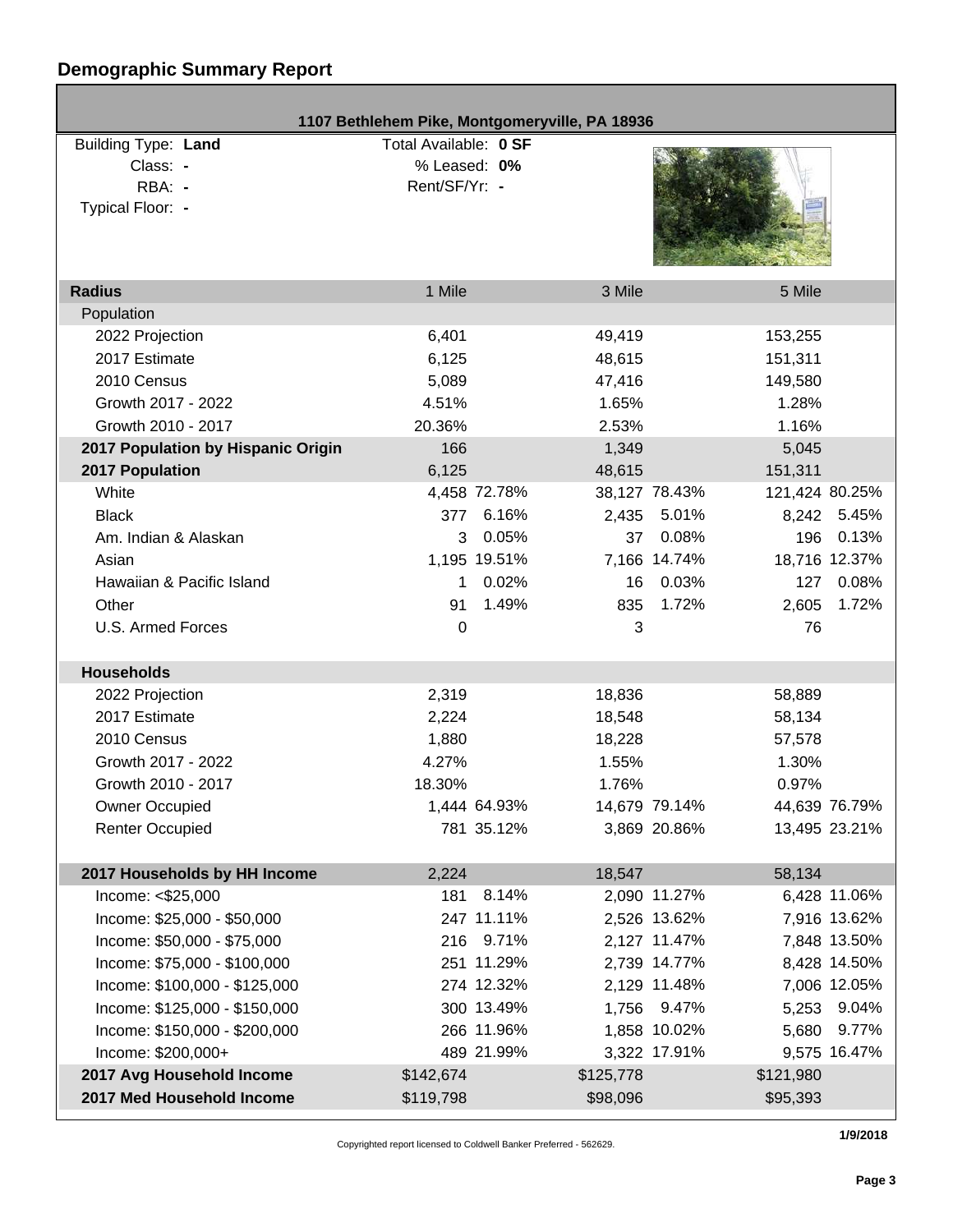## Demographic Summary Report

**1107 Bethlehem Pike, Montgomeryville, PA 18936**

Building Type: **Land**
Class: **-**
RBA: **-**
Typical Floor: **-**

Total Available: **0 SF**
% Leased: **0%**
Rent/SF/Yr: **-**

| Radius | 1 Mile | | 3 Mile | | 5 Mile | |
|---|---|---|---|---|---|---|
| **Population** | | | | | | |
| 2022 Projection | 6,401 | | 49,419 | | 153,255 | |
| 2017 Estimate | 6,125 | | 48,615 | | 151,311 | |
| 2010 Census | 5,089 | | 47,416 | | 149,580 | |
| Growth 2017 - 2022 | 4.51% | | 1.65% | | 1.28% | |
| Growth 2010 - 2017 | 20.36% | | 2.53% | | 1.16% | |
| **2017 Population by Hispanic Origin** | 166 | | 1,349 | | 5,045 | |
| **2017 Population** | 6,125 | | 48,615 | | 151,311 | |
| White | 4,458 | 72.78% | 38,127 | 78.43% | 121,424 | 80.25% |
| Black | 377 | 6.16% | 2,435 | 5.01% | 8,242 | 5.45% |
| Am. Indian & Alaskan | 3 | 0.05% | 37 | 0.08% | 196 | 0.13% |
| Asian | 1,195 | 19.51% | 7,166 | 14.74% | 18,716 | 12.37% |
| Hawaiian & Pacific Island | 1 | 0.02% | 16 | 0.03% | 127 | 0.08% |
| Other | 91 | 1.49% | 835 | 1.72% | 2,605 | 1.72% |
| U.S. Armed Forces | 0 | | 3 | | 76 | |
| **Households** | | | | | | |
| 2022 Projection | 2,319 | | 18,836 | | 58,889 | |
| 2017 Estimate | 2,224 | | 18,548 | | 58,134 | |
| 2010 Census | 1,880 | | 18,228 | | 57,578 | |
| Growth 2017 - 2022 | 4.27% | | 1.55% | | 1.30% | |
| Growth 2010 - 2017 | 18.30% | | 1.76% | | 0.97% | |
| Owner Occupied | 1,444 | 64.93% | 14,679 | 79.14% | 44,639 | 76.79% |
| Renter Occupied | 781 | 35.12% | 3,869 | 20.86% | 13,495 | 23.21% |
| **2017 Households by HH Income** | 2,224 | | 18,547 | | 58,134 | |
| Income: <$25,000 | 181 | 8.14% | 2,090 | 11.27% | 6,428 | 11.06% |
| Income: $25,000 - $50,000 | 247 | 11.11% | 2,526 | 13.62% | 7,916 | 13.62% |
| Income: $50,000 - $75,000 | 216 | 9.71% | 2,127 | 11.47% | 7,848 | 13.50% |
| Income: $75,000 - $100,000 | 251 | 11.29% | 2,739 | 14.77% | 8,428 | 14.50% |
| Income: $100,000 - $125,000 | 274 | 12.32% | 2,129 | 11.48% | 7,006 | 12.05% |
| Income: $125,000 - $150,000 | 300 | 13.49% | 1,756 | 9.47% | 5,253 | 9.04% |
| Income: $150,000 - $200,000 | 266 | 11.96% | 1,858 | 10.02% | 5,680 | 9.77% |
| Income: $200,000+ | 489 | 21.99% | 3,322 | 17.91% | 9,575 | 16.47% |
| **2017 Avg Household Income** | $142,674 | | $125,778 | | $121,980 | |
| **2017 Med Household Income** | $119,798 | | $98,096 | | $95,393 | |

Copyrighted report licensed to Coldwell Banker Preferred - 562629.

1/9/2018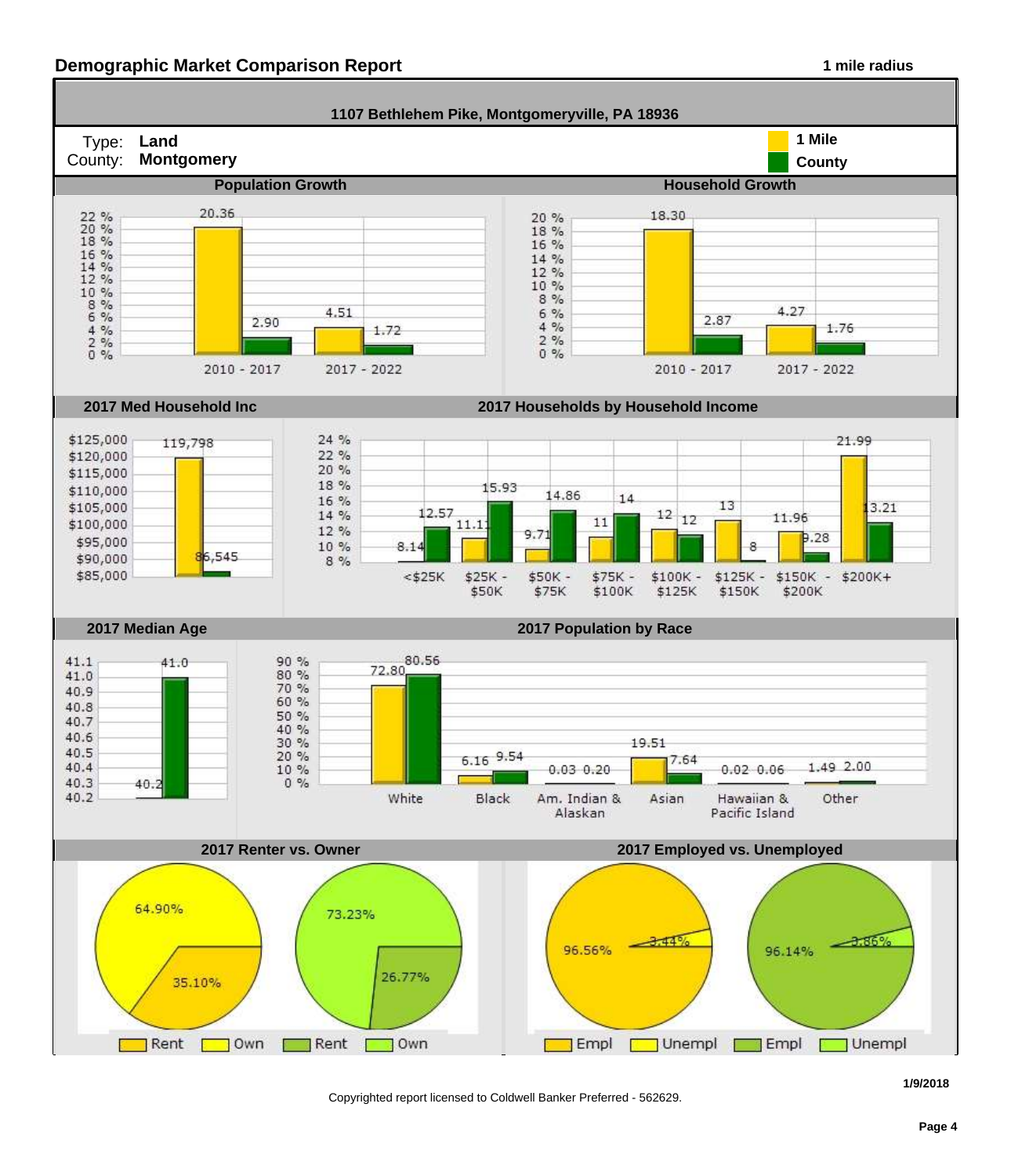## Demographic Market Comparison Report

**1 mile radius**

**1107 Bethlehem Pike, Montgomeryville, PA 18936**

Type: **Land**
County: **Montgomery**

Legend: 1 Mile (yellow), County (green)

### Population Growth

| Period | 1 Mile | County |
|---|---|---|
| 2010 - 2017 | 20.36 | 2.90 |
| 2017 - 2022 | 4.51 | 1.72 |

### Household Growth

| Period | 1 Mile | County |
|---|---|---|
| 2010 - 2017 | 18.30 | 2.87 |
| 2017 - 2022 | 4.27 | 1.76 |

### 2017 Med Household Inc

| 1 Mile | County |
|---|---|
| 119,798 | 86,545 |

### 2017 Households by Household Income

| Income | 1 Mile | County |
|---|---|---|
| <$25K | 8.14 | 12.57 |
| $25K - $50K | 11.11 | 15.93 |
| $50K - $75K | 9.71 | 14.86 |
| $75K - $100K | 11 | 14 |
| $100K - $125K | 12 | 12 |
| $125K - $150K | 13 | 8 |
| $150K - $200K | 11.96 | 9.28 |
| $200K+ | 21.99 | 13.21 |

### 2017 Median Age

| 1 Mile | County |
|---|---|
| 40.2 | 41.0 |

### 2017 Population by Race

| Race | 1 Mile | County |
|---|---|---|
| White | 72.80 | 80.56 |
| Black | 6.16 | 9.54 |
| Am. Indian & Alaskan | 0.03 | 0.20 |
| Asian | 19.51 | 7.64 |
| Hawaiian & Pacific Island | 0.02 | 0.06 |
| Other | 1.49 | 2.00 |

### 2017 Renter vs. Owner

| | Rent | Own |
|---|---|---|
| 1 Mile | 35.10% | 64.90% |
| County | 26.77% | 73.23% |

### 2017 Employed vs. Unemployed

| | Empl | Unempl |
|---|---|---|
| 1 Mile | 96.56% | 3.44% |
| County | 96.14% | 3.86% |

1/9/2018

Copyrighted report licensed to Coldwell Banker Preferred - 562629.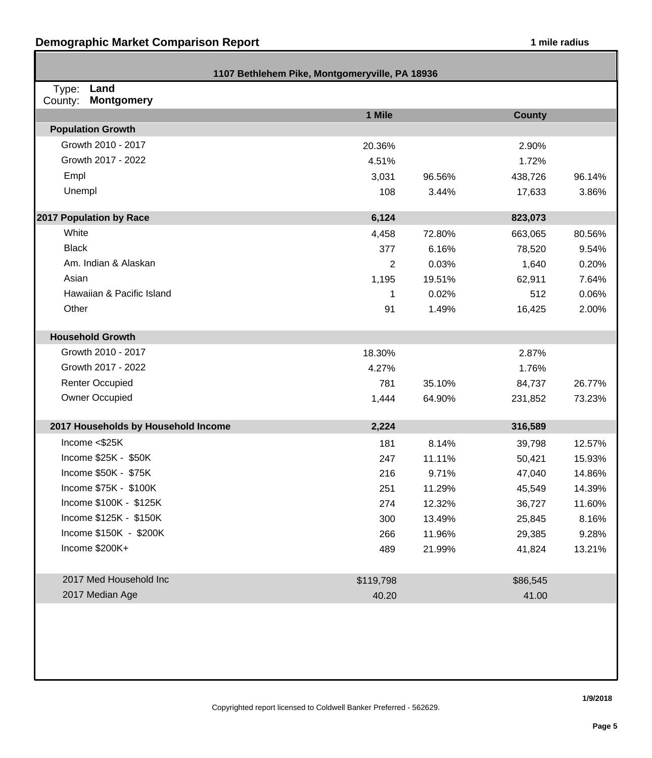## Demographic Market Comparison Report

**1 mile radius**

**1107 Bethlehem Pike, Montgomeryville, PA 18936**

Type: **Land**
County: **Montgomery**

| | 1 Mile | | County | |
|---|---|---|---|---|
| **Population Growth** | | | | |
| Growth 2010 - 2017 | 20.36% | | 2.90% | |
| Growth 2017 - 2022 | 4.51% | | 1.72% | |
| Empl | 3,031 | 96.56% | 438,726 | 96.14% |
| Unempl | 108 | 3.44% | 17,633 | 3.86% |
| **2017 Population by Race** | **6,124** | | **823,073** | |
| White | 4,458 | 72.80% | 663,065 | 80.56% |
| Black | 377 | 6.16% | 78,520 | 9.54% |
| Am. Indian & Alaskan | 2 | 0.03% | 1,640 | 0.20% |
| Asian | 1,195 | 19.51% | 62,911 | 7.64% |
| Hawaiian & Pacific Island | 1 | 0.02% | 512 | 0.06% |
| Other | 91 | 1.49% | 16,425 | 2.00% |
| **Household Growth** | | | | |
| Growth 2010 - 2017 | 18.30% | | 2.87% | |
| Growth 2017 - 2022 | 4.27% | | 1.76% | |
| Renter Occupied | 781 | 35.10% | 84,737 | 26.77% |
| Owner Occupied | 1,444 | 64.90% | 231,852 | 73.23% |
| **2017 Households by Household Income** | **2,224** | | **316,589** | |
| Income <$25K | 181 | 8.14% | 39,798 | 12.57% |
| Income $25K - $50K | 247 | 11.11% | 50,421 | 15.93% |
| Income $50K - $75K | 216 | 9.71% | 47,040 | 14.86% |
| Income $75K - $100K | 251 | 11.29% | 45,549 | 14.39% |
| Income $100K - $125K | 274 | 12.32% | 36,727 | 11.60% |
| Income $125K - $150K | 300 | 13.49% | 25,845 | 8.16% |
| Income $150K - $200K | 266 | 11.96% | 29,385 | 9.28% |
| Income $200K+ | 489 | 21.99% | 41,824 | 13.21% |
| 2017 Med Household Inc | $119,798 | | $86,545 | |
| 2017 Median Age | 40.20 | | 41.00 | |

1/9/2018

Copyrighted report licensed to Coldwell Banker Preferred - 562629.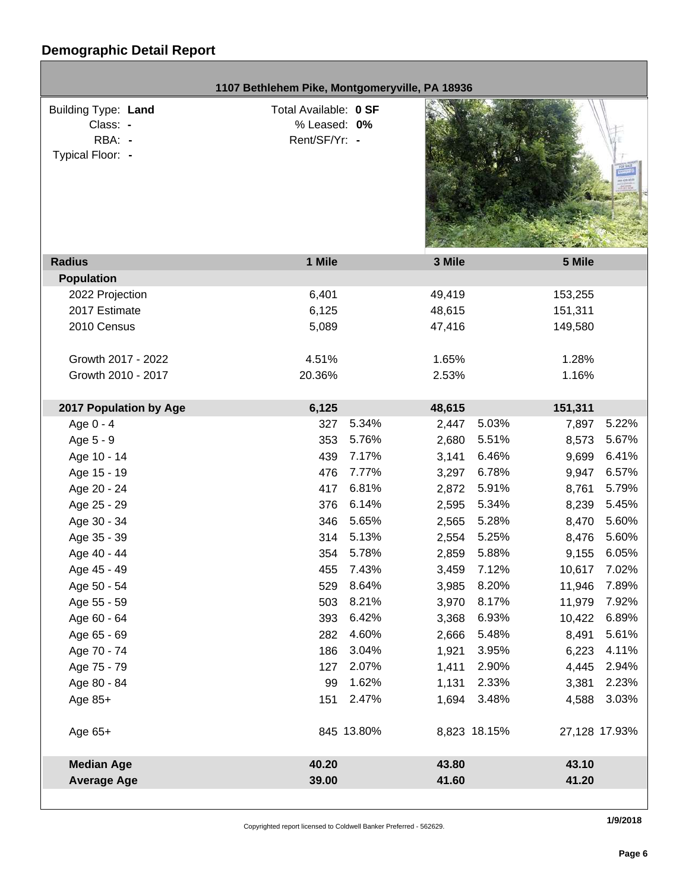# Demographic Detail Report

**1107 Bethlehem Pike, Montgomeryville, PA 18936**

Building Type: **Land**
Class: **-**
RBA: **-**
Typical Floor: **-**

Total Available: **0 SF**
% Leased: **0%**
Rent/SF/Yr: **-**

| Radius | 1 Mile | | 3 Mile | | 5 Mile | |
|---|---|---|---|---|---|---|
| **Population** | | | | | | |
| 2022 Projection | 6,401 | | 49,419 | | 153,255 | |
| 2017 Estimate | 6,125 | | 48,615 | | 151,311 | |
| 2010 Census | 5,089 | | 47,416 | | 149,580 | |
| Growth 2017 - 2022 | 4.51% | | 1.65% | | 1.28% | |
| Growth 2010 - 2017 | 20.36% | | 2.53% | | 1.16% | |
| **2017 Population by Age** | **6,125** | | **48,615** | | **151,311** | |
| Age 0 - 4 | 327 | 5.34% | 2,447 | 5.03% | 7,897 | 5.22% |
| Age 5 - 9 | 353 | 5.76% | 2,680 | 5.51% | 8,573 | 5.67% |
| Age 10 - 14 | 439 | 7.17% | 3,141 | 6.46% | 9,699 | 6.41% |
| Age 15 - 19 | 476 | 7.77% | 3,297 | 6.78% | 9,947 | 6.57% |
| Age 20 - 24 | 417 | 6.81% | 2,872 | 5.91% | 8,761 | 5.79% |
| Age 25 - 29 | 376 | 6.14% | 2,595 | 5.34% | 8,239 | 5.45% |
| Age 30 - 34 | 346 | 5.65% | 2,565 | 5.28% | 8,470 | 5.60% |
| Age 35 - 39 | 314 | 5.13% | 2,554 | 5.25% | 8,476 | 5.60% |
| Age 40 - 44 | 354 | 5.78% | 2,859 | 5.88% | 9,155 | 6.05% |
| Age 45 - 49 | 455 | 7.43% | 3,459 | 7.12% | 10,617 | 7.02% |
| Age 50 - 54 | 529 | 8.64% | 3,985 | 8.20% | 11,946 | 7.89% |
| Age 55 - 59 | 503 | 8.21% | 3,970 | 8.17% | 11,979 | 7.92% |
| Age 60 - 64 | 393 | 6.42% | 3,368 | 6.93% | 10,422 | 6.89% |
| Age 65 - 69 | 282 | 4.60% | 2,666 | 5.48% | 8,491 | 5.61% |
| Age 70 - 74 | 186 | 3.04% | 1,921 | 3.95% | 6,223 | 4.11% |
| Age 75 - 79 | 127 | 2.07% | 1,411 | 2.90% | 4,445 | 2.94% |
| Age 80 - 84 | 99 | 1.62% | 1,131 | 2.33% | 3,381 | 2.23% |
| Age 85+ | 151 | 2.47% | 1,694 | 3.48% | 4,588 | 3.03% |
| Age 65+ | 845 | 13.80% | 8,823 | 18.15% | 27,128 | 17.93% |
| **Median Age** | **40.20** | | **43.80** | | **43.10** | |
| **Average Age** | **39.00** | | **41.60** | | **41.20** | |

Copyrighted report licensed to Coldwell Banker Preferred - 562629.

1/9/2018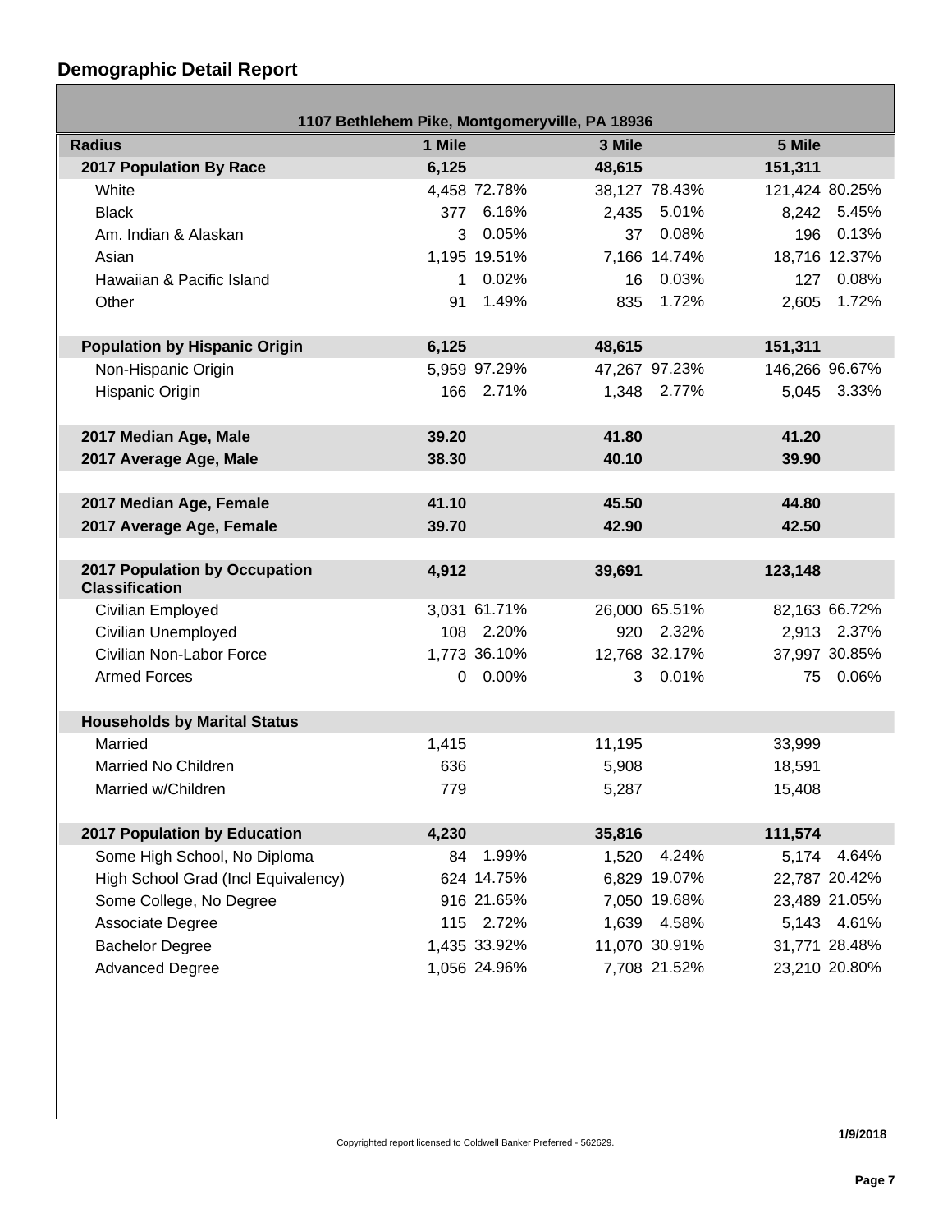## Demographic Detail Report

| 1107 Bethlehem Pike, Montgomeryville, PA 18936 | | | | | | |
|---|---|---|---|---|---|---|
| **Radius** | **1 Mile** | | **3 Mile** | | **5 Mile** | |
| **2017 Population By Race** | **6,125** | | **48,615** | | **151,311** | |
| White | 4,458 | 72.78% | 38,127 | 78.43% | 121,424 | 80.25% |
| Black | 377 | 6.16% | 2,435 | 5.01% | 8,242 | 5.45% |
| Am. Indian & Alaskan | 3 | 0.05% | 37 | 0.08% | 196 | 0.13% |
| Asian | 1,195 | 19.51% | 7,166 | 14.74% | 18,716 | 12.37% |
| Hawaiian & Pacific Island | 1 | 0.02% | 16 | 0.03% | 127 | 0.08% |
| Other | 91 | 1.49% | 835 | 1.72% | 2,605 | 1.72% |
| **Population by Hispanic Origin** | **6,125** | | **48,615** | | **151,311** | |
| Non-Hispanic Origin | 5,959 | 97.29% | 47,267 | 97.23% | 146,266 | 96.67% |
| Hispanic Origin | 166 | 2.71% | 1,348 | 2.77% | 5,045 | 3.33% |
| **2017 Median Age, Male** | **39.20** | | **41.80** | | **41.20** | |
| **2017 Average Age, Male** | **38.30** | | **40.10** | | **39.90** | |
| **2017 Median Age, Female** | **41.10** | | **45.50** | | **44.80** | |
| **2017 Average Age, Female** | **39.70** | | **42.90** | | **42.50** | |
| **2017 Population by Occupation Classification** | **4,912** | | **39,691** | | **123,148** | |
| Civilian Employed | 3,031 | 61.71% | 26,000 | 65.51% | 82,163 | 66.72% |
| Civilian Unemployed | 108 | 2.20% | 920 | 2.32% | 2,913 | 2.37% |
| Civilian Non-Labor Force | 1,773 | 36.10% | 12,768 | 32.17% | 37,997 | 30.85% |
| Armed Forces | 0 | 0.00% | 3 | 0.01% | 75 | 0.06% |
| **Households by Marital Status** | | | | | | |
| Married | 1,415 | | 11,195 | | 33,999 | |
| Married No Children | 636 | | 5,908 | | 18,591 | |
| Married w/Children | 779 | | 5,287 | | 15,408 | |
| **2017 Population by Education** | **4,230** | | **35,816** | | **111,574** | |
| Some High School, No Diploma | 84 | 1.99% | 1,520 | 4.24% | 5,174 | 4.64% |
| High School Grad (Incl Equivalency) | 624 | 14.75% | 6,829 | 19.07% | 22,787 | 20.42% |
| Some College, No Degree | 916 | 21.65% | 7,050 | 19.68% | 23,489 | 21.05% |
| Associate Degree | 115 | 2.72% | 1,639 | 4.58% | 5,143 | 4.61% |
| Bachelor Degree | 1,435 | 33.92% | 11,070 | 30.91% | 31,771 | 28.48% |
| Advanced Degree | 1,056 | 24.96% | 7,708 | 21.52% | 23,210 | 20.80% |

Copyrighted report licensed to Coldwell Banker Preferred - 562629.

1/9/2018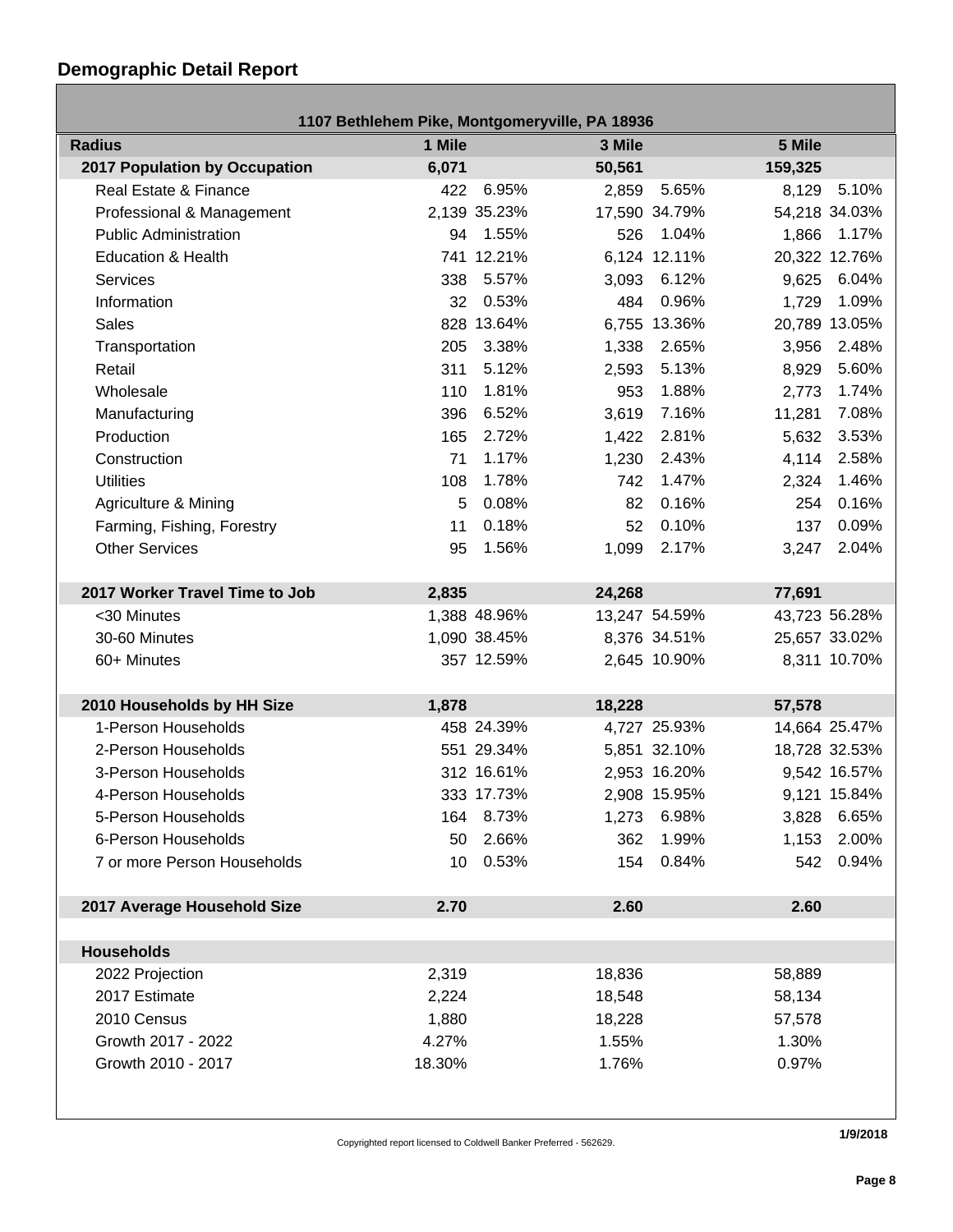## Demographic Detail Report

| 1107 Bethlehem Pike, Montgomeryville, PA 18936 | | | | | | |
|---|---|---|---|---|---|---|
| **Radius** | **1 Mile** | | **3 Mile** | | **5 Mile** | |
| **2017 Population by Occupation** | **6,071** | | **50,561** | | **159,325** | |
| Real Estate & Finance | 422 | 6.95% | 2,859 | 5.65% | 8,129 | 5.10% |
| Professional & Management | 2,139 | 35.23% | 17,590 | 34.79% | 54,218 | 34.03% |
| Public Administration | 94 | 1.55% | 526 | 1.04% | 1,866 | 1.17% |
| Education & Health | 741 | 12.21% | 6,124 | 12.11% | 20,322 | 12.76% |
| Services | 338 | 5.57% | 3,093 | 6.12% | 9,625 | 6.04% |
| Information | 32 | 0.53% | 484 | 0.96% | 1,729 | 1.09% |
| Sales | 828 | 13.64% | 6,755 | 13.36% | 20,789 | 13.05% |
| Transportation | 205 | 3.38% | 1,338 | 2.65% | 3,956 | 2.48% |
| Retail | 311 | 5.12% | 2,593 | 5.13% | 8,929 | 5.60% |
| Wholesale | 110 | 1.81% | 953 | 1.88% | 2,773 | 1.74% |
| Manufacturing | 396 | 6.52% | 3,619 | 7.16% | 11,281 | 7.08% |
| Production | 165 | 2.72% | 1,422 | 2.81% | 5,632 | 3.53% |
| Construction | 71 | 1.17% | 1,230 | 2.43% | 4,114 | 2.58% |
| Utilities | 108 | 1.78% | 742 | 1.47% | 2,324 | 1.46% |
| Agriculture & Mining | 5 | 0.08% | 82 | 0.16% | 254 | 0.16% |
| Farming, Fishing, Forestry | 11 | 0.18% | 52 | 0.10% | 137 | 0.09% |
| Other Services | 95 | 1.56% | 1,099 | 2.17% | 3,247 | 2.04% |
| **2017 Worker Travel Time to Job** | **2,835** | | **24,268** | | **77,691** | |
| <30 Minutes | 1,388 | 48.96% | 13,247 | 54.59% | 43,723 | 56.28% |
| 30-60 Minutes | 1,090 | 38.45% | 8,376 | 34.51% | 25,657 | 33.02% |
| 60+ Minutes | 357 | 12.59% | 2,645 | 10.90% | 8,311 | 10.70% |
| **2010 Households by HH Size** | **1,878** | | **18,228** | | **57,578** | |
| 1-Person Households | 458 | 24.39% | 4,727 | 25.93% | 14,664 | 25.47% |
| 2-Person Households | 551 | 29.34% | 5,851 | 32.10% | 18,728 | 32.53% |
| 3-Person Households | 312 | 16.61% | 2,953 | 16.20% | 9,542 | 16.57% |
| 4-Person Households | 333 | 17.73% | 2,908 | 15.95% | 9,121 | 15.84% |
| 5-Person Households | 164 | 8.73% | 1,273 | 6.98% | 3,828 | 6.65% |
| 6-Person Households | 50 | 2.66% | 362 | 1.99% | 1,153 | 2.00% |
| 7 or more Person Households | 10 | 0.53% | 154 | 0.84% | 542 | 0.94% |
| **2017 Average Household Size** | **2.70** | | **2.60** | | **2.60** | |
| **Households** | | | | | | |
| 2022 Projection | 2,319 | | 18,836 | | 58,889 | |
| 2017 Estimate | 2,224 | | 18,548 | | 58,134 | |
| 2010 Census | 1,880 | | 18,228 | | 57,578 | |
| Growth 2017 - 2022 | 4.27% | | 1.55% | | 1.30% | |
| Growth 2010 - 2017 | 18.30% | | 1.76% | | 0.97% | |

Copyrighted report licensed to Coldwell Banker Preferred - 562629.

**1/9/2018**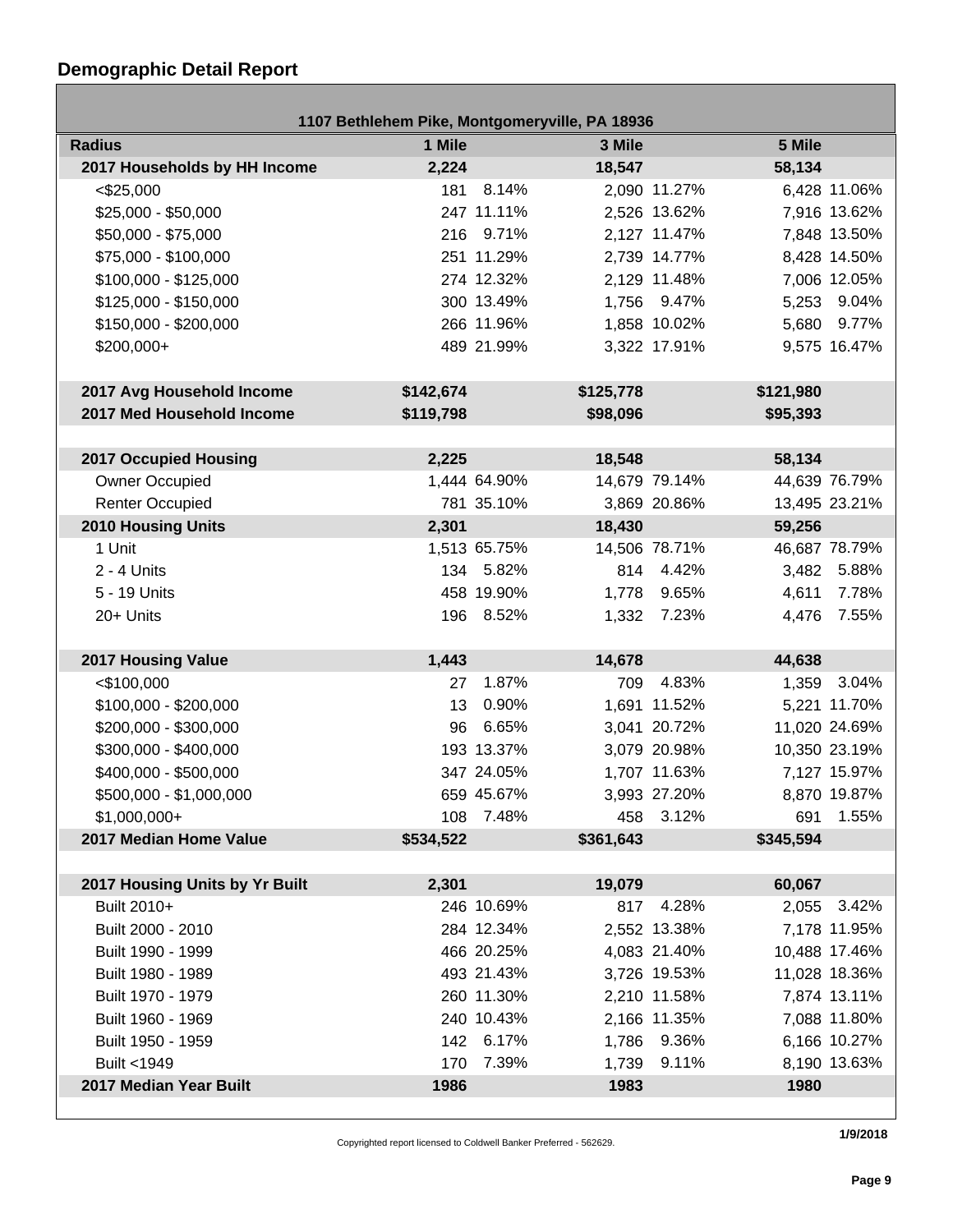## Demographic Detail Report

| 1107 Bethlehem Pike, Montgomeryville, PA 18936 | | | | | | |
|---|---|---|---|---|---|---|
| **Radius** | **1 Mile** | | **3 Mile** | | **5 Mile** | |
| **2017 Households by HH Income** | **2,224** | | **18,547** | | **58,134** | |
| <$25,000 | 181 | 8.14% | 2,090 | 11.27% | 6,428 | 11.06% |
| $25,000 - $50,000 | 247 | 11.11% | 2,526 | 13.62% | 7,916 | 13.62% |
| $50,000 - $75,000 | 216 | 9.71% | 2,127 | 11.47% | 7,848 | 13.50% |
| $75,000 - $100,000 | 251 | 11.29% | 2,739 | 14.77% | 8,428 | 14.50% |
| $100,000 - $125,000 | 274 | 12.32% | 2,129 | 11.48% | 7,006 | 12.05% |
| $125,000 - $150,000 | 300 | 13.49% | 1,756 | 9.47% | 5,253 | 9.04% |
| $150,000 - $200,000 | 266 | 11.96% | 1,858 | 10.02% | 5,680 | 9.77% |
| $200,000+ | 489 | 21.99% | 3,322 | 17.91% | 9,575 | 16.47% |
| | | | | | | |
| **2017 Avg Household Income** | **$142,674** | | **$125,778** | | **$121,980** | |
| **2017 Med Household Income** | **$119,798** | | **$98,096** | | **$95,393** | |
| | | | | | | |
| **2017 Occupied Housing** | **2,225** | | **18,548** | | **58,134** | |
| Owner Occupied | 1,444 | 64.90% | 14,679 | 79.14% | 44,639 | 76.79% |
| Renter Occupied | 781 | 35.10% | 3,869 | 20.86% | 13,495 | 23.21% |
| **2010 Housing Units** | **2,301** | | **18,430** | | **59,256** | |
| 1 Unit | 1,513 | 65.75% | 14,506 | 78.71% | 46,687 | 78.79% |
| 2 - 4 Units | 134 | 5.82% | 814 | 4.42% | 3,482 | 5.88% |
| 5 - 19 Units | 458 | 19.90% | 1,778 | 9.65% | 4,611 | 7.78% |
| 20+ Units | 196 | 8.52% | 1,332 | 7.23% | 4,476 | 7.55% |
| | | | | | | |
| **2017 Housing Value** | **1,443** | | **14,678** | | **44,638** | |
| <$100,000 | 27 | 1.87% | 709 | 4.83% | 1,359 | 3.04% |
| $100,000 - $200,000 | 13 | 0.90% | 1,691 | 11.52% | 5,221 | 11.70% |
| $200,000 - $300,000 | 96 | 6.65% | 3,041 | 20.72% | 11,020 | 24.69% |
| $300,000 - $400,000 | 193 | 13.37% | 3,079 | 20.98% | 10,350 | 23.19% |
| $400,000 - $500,000 | 347 | 24.05% | 1,707 | 11.63% | 7,127 | 15.97% |
| $500,000 - $1,000,000 | 659 | 45.67% | 3,993 | 27.20% | 8,870 | 19.87% |
| $1,000,000+ | 108 | 7.48% | 458 | 3.12% | 691 | 1.55% |
| **2017 Median Home Value** | **$534,522** | | **$361,643** | | **$345,594** | |
| | | | | | | |
| **2017 Housing Units by Yr Built** | **2,301** | | **19,079** | | **60,067** | |
| Built 2010+ | 246 | 10.69% | 817 | 4.28% | 2,055 | 3.42% |
| Built 2000 - 2010 | 284 | 12.34% | 2,552 | 13.38% | 7,178 | 11.95% |
| Built 1990 - 1999 | 466 | 20.25% | 4,083 | 21.40% | 10,488 | 17.46% |
| Built 1980 - 1989 | 493 | 21.43% | 3,726 | 19.53% | 11,028 | 18.36% |
| Built 1970 - 1979 | 260 | 11.30% | 2,210 | 11.58% | 7,874 | 13.11% |
| Built 1960 - 1969 | 240 | 10.43% | 2,166 | 11.35% | 7,088 | 11.80% |
| Built 1950 - 1959 | 142 | 6.17% | 1,786 | 9.36% | 6,166 | 10.27% |
| Built <1949 | 170 | 7.39% | 1,739 | 9.11% | 8,190 | 13.63% |
| **2017 Median Year Built** | **1986** | | **1983** | | **1980** | |

Copyrighted report licensed to Coldwell Banker Preferred - 562629.

**1/9/2018**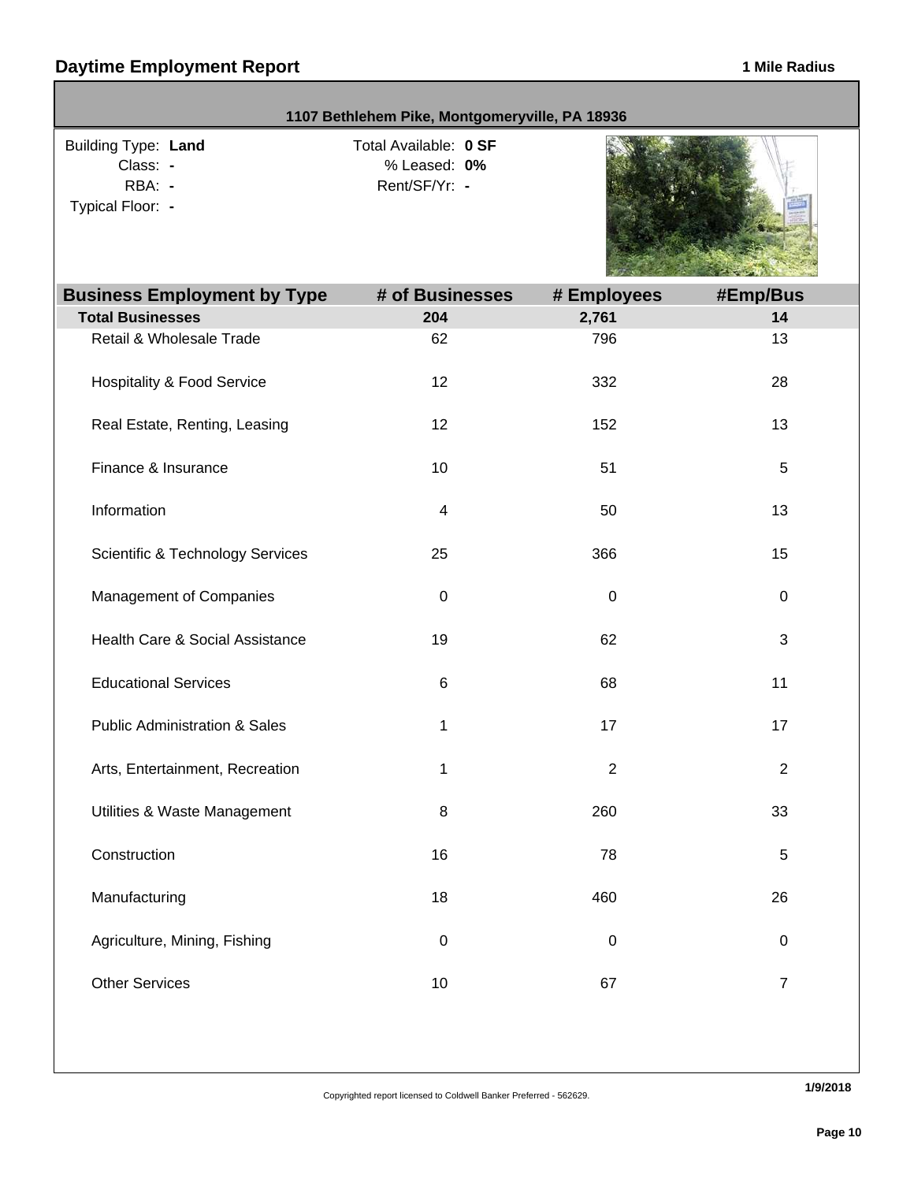## Daytime Employment Report

**1 Mile Radius**

**1107 Bethlehem Pike, Montgomeryville, PA 18936**

Building Type: **Land**
Class: **-**
RBA: **-**
Typical Floor: **-**

Total Available: **0 SF**
% Leased: **0%**
Rent/SF/Yr: **-**

| Business Employment by Type | # of Businesses | # Employees | #Emp/Bus |
|---|---|---|---|
| **Total Businesses** | **204** | **2,761** | **14** |
| Retail & Wholesale Trade | 62 | 796 | 13 |
| Hospitality & Food Service | 12 | 332 | 28 |
| Real Estate, Renting, Leasing | 12 | 152 | 13 |
| Finance & Insurance | 10 | 51 | 5 |
| Information | 4 | 50 | 13 |
| Scientific & Technology Services | 25 | 366 | 15 |
| Management of Companies | 0 | 0 | 0 |
| Health Care & Social Assistance | 19 | 62 | 3 |
| Educational Services | 6 | 68 | 11 |
| Public Administration & Sales | 1 | 17 | 17 |
| Arts, Entertainment, Recreation | 1 | 2 | 2 |
| Utilities & Waste Management | 8 | 260 | 33 |
| Construction | 16 | 78 | 5 |
| Manufacturing | 18 | 460 | 26 |
| Agriculture, Mining, Fishing | 0 | 0 | 0 |
| Other Services | 10 | 67 | 7 |

Copyrighted report licensed to Coldwell Banker Preferred - 562629.

1/9/2018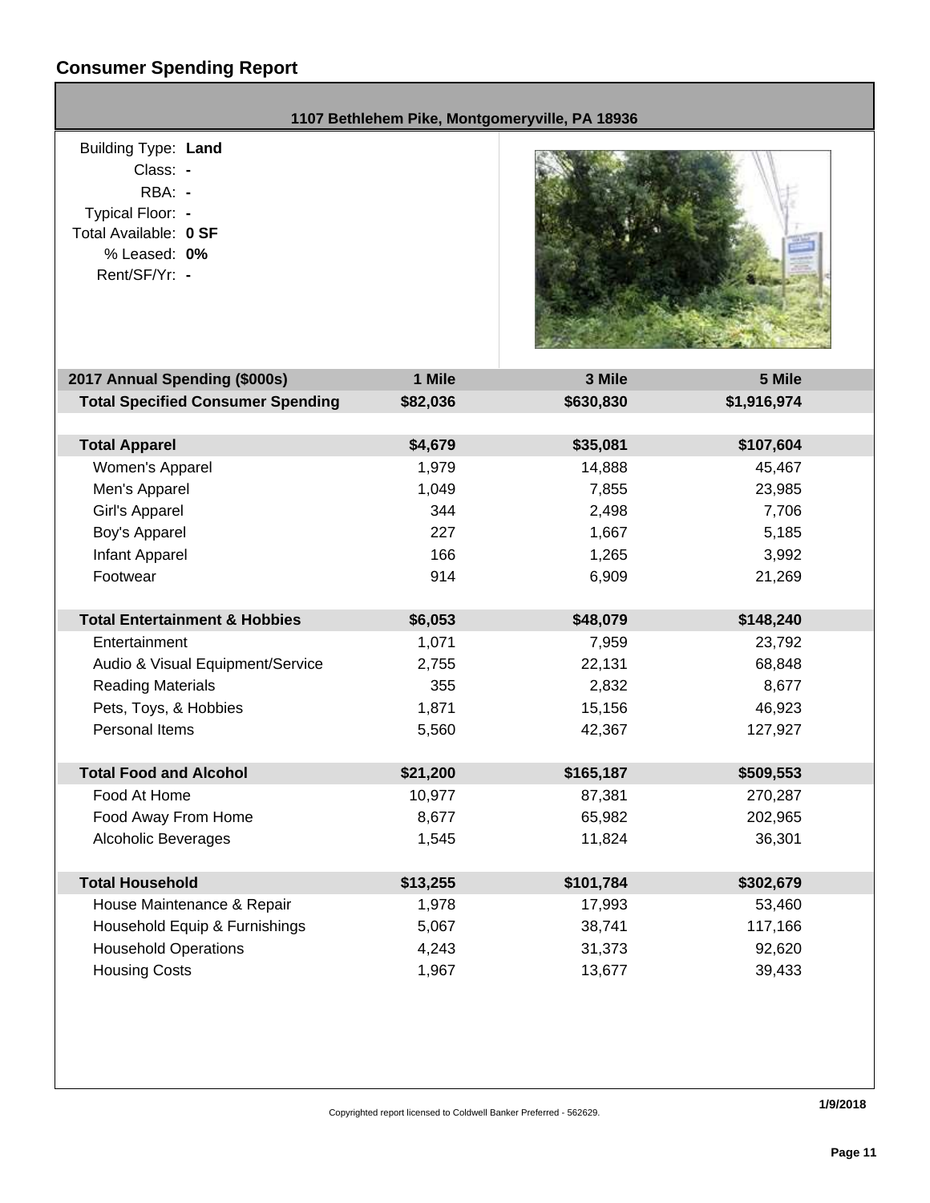# Consumer Spending Report

**1107 Bethlehem Pike, Montgomeryville, PA 18936**

Building Type: **Land**
Class: **-**
RBA: **-**
Typical Floor: **-**
Total Available: **0 SF**
% Leased: **0%**
Rent/SF/Yr: **-**

| 2017 Annual Spending ($000s) | 1 Mile | 3 Mile | 5 Mile |
|---|---|---|---|
| **Total Specified Consumer Spending** | **$82,036** | **$630,830** | **$1,916,974** |
| | | | |
| **Total Apparel** | **$4,679** | **$35,081** | **$107,604** |
| Women's Apparel | 1,979 | 14,888 | 45,467 |
| Men's Apparel | 1,049 | 7,855 | 23,985 |
| Girl's Apparel | 344 | 2,498 | 7,706 |
| Boy's Apparel | 227 | 1,667 | 5,185 |
| Infant Apparel | 166 | 1,265 | 3,992 |
| Footwear | 914 | 6,909 | 21,269 |
| | | | |
| **Total Entertainment & Hobbies** | **$6,053** | **$48,079** | **$148,240** |
| Entertainment | 1,071 | 7,959 | 23,792 |
| Audio & Visual Equipment/Service | 2,755 | 22,131 | 68,848 |
| Reading Materials | 355 | 2,832 | 8,677 |
| Pets, Toys, & Hobbies | 1,871 | 15,156 | 46,923 |
| Personal Items | 5,560 | 42,367 | 127,927 |
| | | | |
| **Total Food and Alcohol** | **$21,200** | **$165,187** | **$509,553** |
| Food At Home | 10,977 | 87,381 | 270,287 |
| Food Away From Home | 8,677 | 65,982 | 202,965 |
| Alcoholic Beverages | 1,545 | 11,824 | 36,301 |
| | | | |
| **Total Household** | **$13,255** | **$101,784** | **$302,679** |
| House Maintenance & Repair | 1,978 | 17,993 | 53,460 |
| Household Equip & Furnishings | 5,067 | 38,741 | 117,166 |
| Household Operations | 4,243 | 31,373 | 92,620 |
| Housing Costs | 1,967 | 13,677 | 39,433 |

Copyrighted report licensed to Coldwell Banker Preferred - 562629.

1/9/2018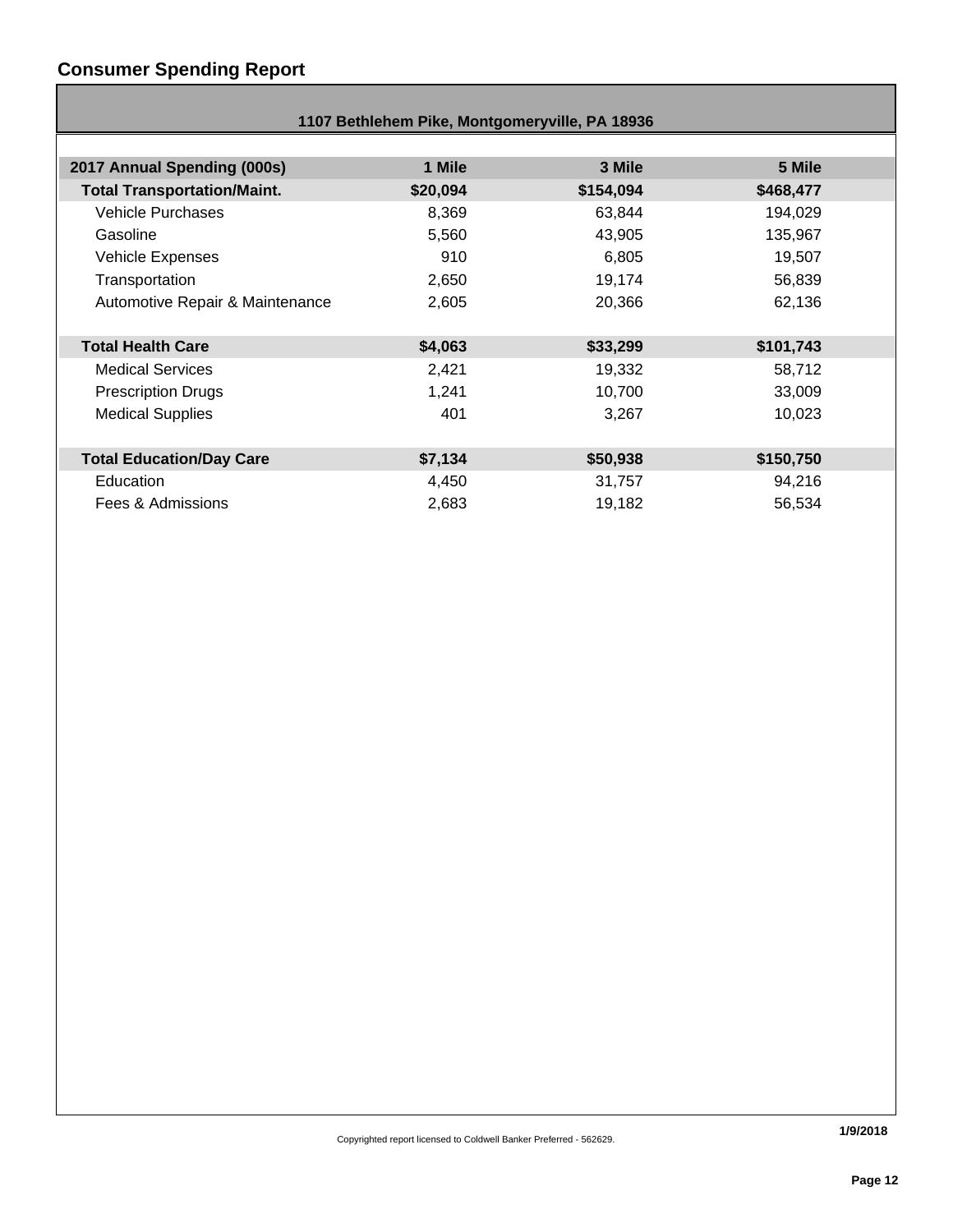# Consumer Spending Report

**1107 Bethlehem Pike, Montgomeryville, PA 18936**

| 2017 Annual Spending (000s) | 1 Mile | 3 Mile | 5 Mile |
|---|---|---|---|
| **Total Transportation/Maint.** | **$20,094** | **$154,094** | **$468,477** |
| Vehicle Purchases | 8,369 | 63,844 | 194,029 |
| Gasoline | 5,560 | 43,905 | 135,967 |
| Vehicle Expenses | 910 | 6,805 | 19,507 |
| Transportation | 2,650 | 19,174 | 56,839 |
| Automotive Repair & Maintenance | 2,605 | 20,366 | 62,136 |
| **Total Health Care** | **$4,063** | **$33,299** | **$101,743** |
| Medical Services | 2,421 | 19,332 | 58,712 |
| Prescription Drugs | 1,241 | 10,700 | 33,009 |
| Medical Supplies | 401 | 3,267 | 10,023 |
| **Total Education/Day Care** | **$7,134** | **$50,938** | **$150,750** |
| Education | 4,450 | 31,757 | 94,216 |
| Fees & Admissions | 2,683 | 19,182 | 56,534 |

Copyrighted report licensed to Coldwell Banker Preferred - 562629.

1/9/2018